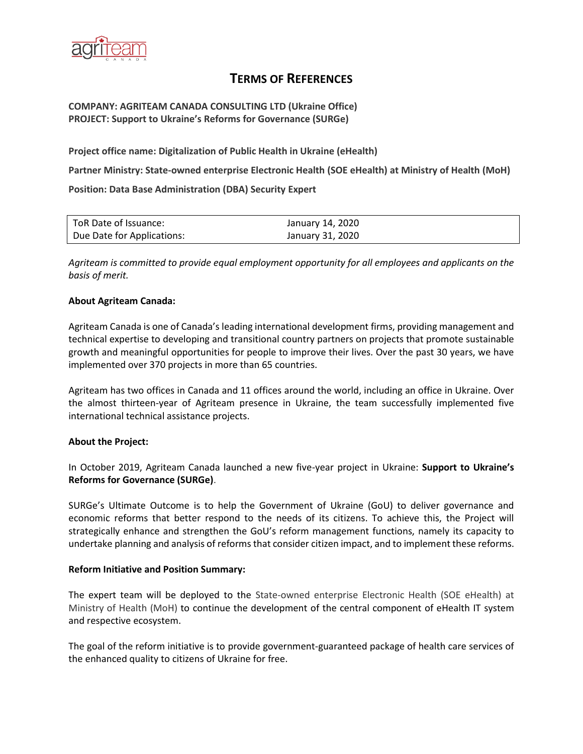# TERMS OF REFERENCES

**COMPANY: AGRITEAM CANADA CONSULTING LTD (Ukraine Office)**
**PROJECT: Support to Ukraine's Reforms for Governance (SURGe)**

**Project office name: Digitalization of Public Health in Ukraine (eHealth)**

**Partner Ministry: State-owned enterprise Electronic Health (SOE eHealth) at Ministry of Health (MoH)**

**Position: Data Base Administration (DBA) Security Expert**

| ToR Date of Issuance: | January 14, 2020 |
| --- | --- |
| Due Date for Applications: | January 31, 2020 |

*Agriteam is committed to provide equal employment opportunity for all employees and applicants on the basis of merit.*

**About Agriteam Canada:**

Agriteam Canada is one of Canada's leading international development firms, providing management and technical expertise to developing and transitional country partners on projects that promote sustainable growth and meaningful opportunities for people to improve their lives. Over the past 30 years, we have implemented over 370 projects in more than 65 countries.

Agriteam has two offices in Canada and 11 offices around the world, including an office in Ukraine. Over the almost thirteen-year of Agriteam presence in Ukraine, the team successfully implemented five international technical assistance projects.

**About the Project:**

In October 2019, Agriteam Canada launched a new five-year project in Ukraine: **Support to Ukraine's Reforms for Governance (SURGe)**.

SURGe's Ultimate Outcome is to help the Government of Ukraine (GoU) to deliver governance and economic reforms that better respond to the needs of its citizens. To achieve this, the Project will strategically enhance and strengthen the GoU's reform management functions, namely its capacity to undertake planning and analysis of reforms that consider citizen impact, and to implement these reforms.

**Reform Initiative and Position Summary:**

The expert team will be deployed to the State-owned enterprise Electronic Health (SOE eHealth) at Ministry of Health (MoH) to continue the development of the central component of eHealth IT system and respective ecosystem.

The goal of the reform initiative is to provide government-guaranteed package of health care services of the enhanced quality to citizens of Ukraine for free.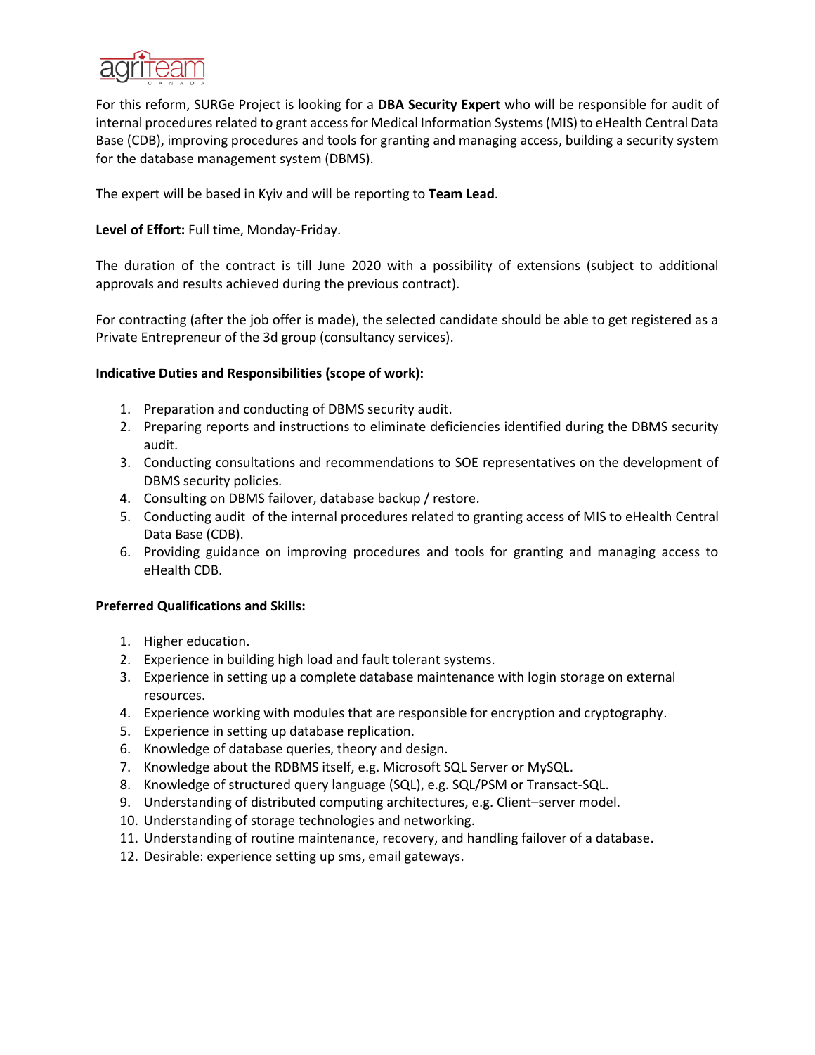For this reform, SURGe Project is looking for a **DBA Security Expert** who will be responsible for audit of internal procedures related to grant access for Medical Information Systems (MIS) to eHealth Central Data Base (CDB), improving procedures and tools for granting and managing access, building a security system for the database management system (DBMS).

The expert will be based in Kyiv and will be reporting to **Team Lead**.

**Level of Effort:** Full time, Monday-Friday.

The duration of the contract is till June 2020 with a possibility of extensions (subject to additional approvals and results achieved during the previous contract).

For contracting (after the job offer is made), the selected candidate should be able to get registered as a Private Entrepreneur of the 3d group (consultancy services).

**Indicative Duties and Responsibilities (scope of work):**

1. Preparation and conducting of DBMS security audit.
2. Preparing reports and instructions to eliminate deficiencies identified during the DBMS security audit.
3. Conducting consultations and recommendations to SOE representatives on the development of DBMS security policies.
4. Consulting on DBMS failover, database backup / restore.
5. Conducting audit of the internal procedures related to granting access of MIS to eHealth Central Data Base (CDB).
6. Providing guidance on improving procedures and tools for granting and managing access to eHealth CDB.

**Preferred Qualifications and Skills:**

1. Higher education.
2. Experience in building high load and fault tolerant systems.
3. Experience in setting up a complete database maintenance with login storage on external resources.
4. Experience working with modules that are responsible for encryption and cryptography.
5. Experience in setting up database replication.
6. Knowledge of database queries, theory and design.
7. Knowledge about the RDBMS itself, e.g. Microsoft SQL Server or MySQL.
8. Knowledge of structured query language (SQL), e.g. SQL/PSM or Transact-SQL.
9. Understanding of distributed computing architectures, e.g. Client–server model.
10. Understanding of storage technologies and networking.
11. Understanding of routine maintenance, recovery, and handling failover of a database.
12. Desirable: experience setting up sms, email gateways.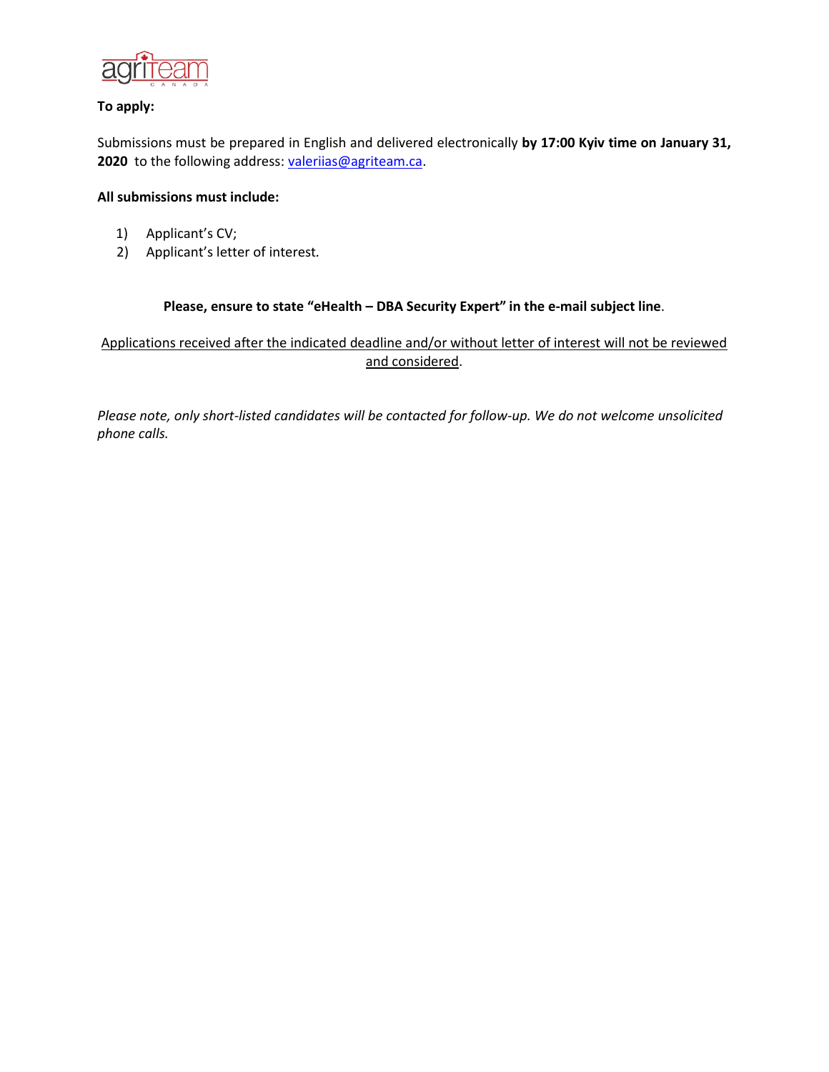**To apply:**

Submissions must be prepared in English and delivered electronically **by 17:00 Kyiv time on January 31, 2020** to the following address: valeriias@agriteam.ca.

**All submissions must include:**

1) Applicant's CV;
2) Applicant's letter of interest.

**Please, ensure to state "eHealth – DBA Security Expert" in the e-mail subject line**.

Applications received after the indicated deadline and/or without letter of interest will not be reviewed and considered.

*Please note, only short-listed candidates will be contacted for follow-up. We do not welcome unsolicited phone calls.*